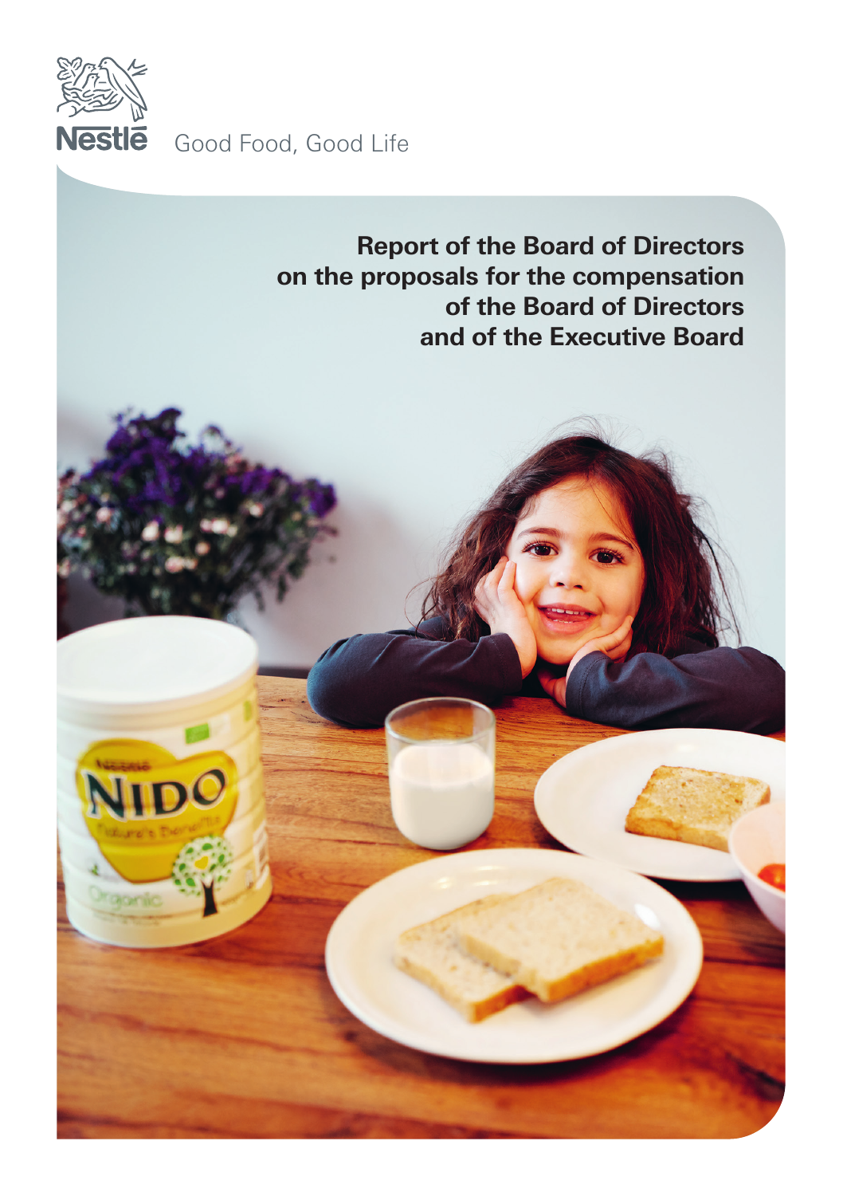Nestlé Good Food, Good Life

# Report of the Board of Directors on the proposals for the compensation of the Board of Directors and of the Executive Board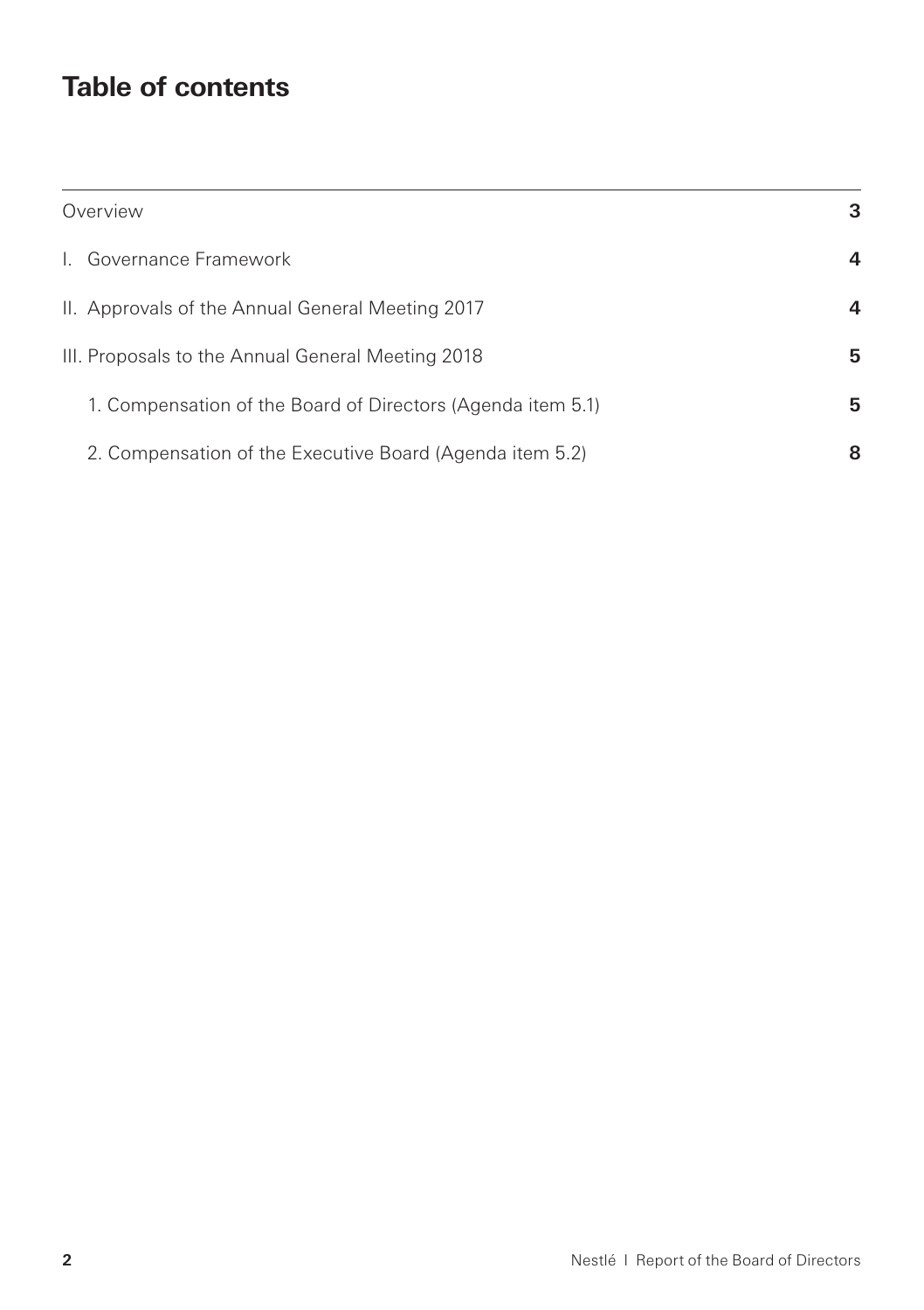# Table of contents

| | |
|---|---|
| Overview | **3** |
| I. Governance Framework | **4** |
| II. Approvals of the Annual General Meeting 2017 | **4** |
| III. Proposals to the Annual General Meeting 2018 | **5** |
| 1. Compensation of the Board of Directors (Agenda item 5.1) | **5** |
| 2. Compensation of the Executive Board (Agenda item 5.2) | **8** |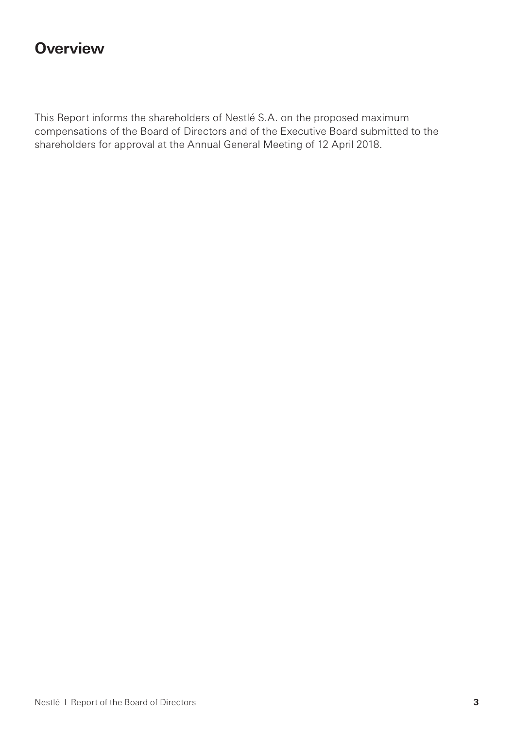# Overview

This Report informs the shareholders of Nestlé S.A. on the proposed maximum compensations of the Board of Directors and of the Executive Board submitted to the shareholders for approval at the Annual General Meeting of 12 April 2018.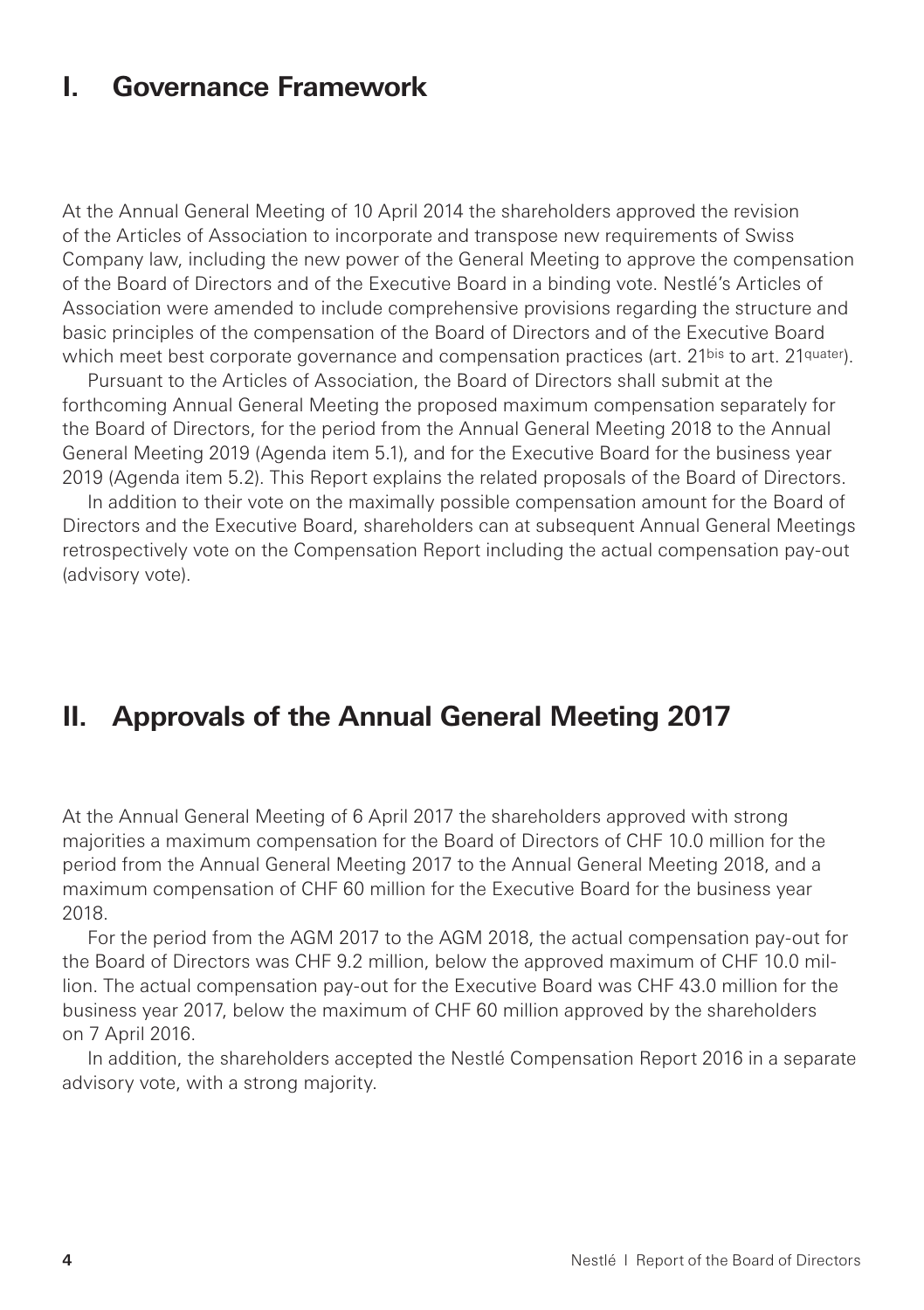## I. Governance Framework

At the Annual General Meeting of 10 April 2014 the shareholders approved the revision of the Articles of Association to incorporate and transpose new requirements of Swiss Company law, including the new power of the General Meeting to approve the compensation of the Board of Directors and of the Executive Board in a binding vote. Nestlé's Articles of Association were amended to include comprehensive provisions regarding the structure and basic principles of the compensation of the Board of Directors and of the Executive Board which meet best corporate governance and compensation practices (art. 21bis to art. 21quater).

Pursuant to the Articles of Association, the Board of Directors shall submit at the forthcoming Annual General Meeting the proposed maximum compensation separately for the Board of Directors, for the period from the Annual General Meeting 2018 to the Annual General Meeting 2019 (Agenda item 5.1), and for the Executive Board for the business year 2019 (Agenda item 5.2). This Report explains the related proposals of the Board of Directors.

In addition to their vote on the maximally possible compensation amount for the Board of Directors and the Executive Board, shareholders can at subsequent Annual General Meetings retrospectively vote on the Compensation Report including the actual compensation pay-out (advisory vote).

## II. Approvals of the Annual General Meeting 2017

At the Annual General Meeting of 6 April 2017 the shareholders approved with strong majorities a maximum compensation for the Board of Directors of CHF 10.0 million for the period from the Annual General Meeting 2017 to the Annual General Meeting 2018, and a maximum compensation of CHF 60 million for the Executive Board for the business year 2018.

For the period from the AGM 2017 to the AGM 2018, the actual compensation pay-out for the Board of Directors was CHF 9.2 million, below the approved maximum of CHF 10.0 million. The actual compensation pay-out for the Executive Board was CHF 43.0 million for the business year 2017, below the maximum of CHF 60 million approved by the shareholders on 7 April 2016.

In addition, the shareholders accepted the Nestlé Compensation Report 2016 in a separate advisory vote, with a strong majority.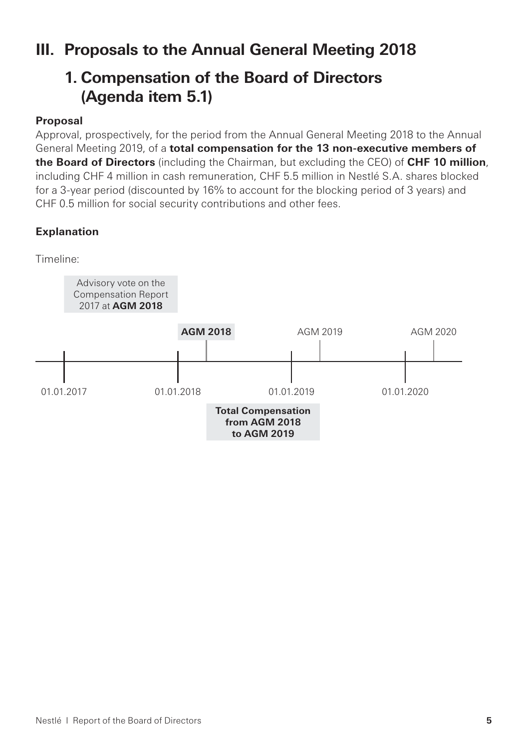# III. Proposals to the Annual General Meeting 2018

## 1. Compensation of the Board of Directors (Agenda item 5.1)

**Proposal**

Approval, prospectively, for the period from the Annual General Meeting 2018 to the Annual General Meeting 2019, of a **total compensation for the 13 non-executive members of the Board of Directors** (including the Chairman, but excluding the CEO) of **CHF 10 million**, including CHF 4 million in cash remuneration, CHF 5.5 million in Nestlé S.A. shares blocked for a 3-year period (discounted by 16% to account for the blocking period of 3 years) and CHF 0.5 million for social security contributions and other fees.

**Explanation**

Timeline:

Advisory vote on the Compensation Report 2017 at **AGM 2018**

**AGM 2018** | AGM 2019 | AGM 2020

01.01.2017 | 01.01.2018 | 01.01.2019 | 01.01.2020

**Total Compensation from AGM 2018 to AGM 2019**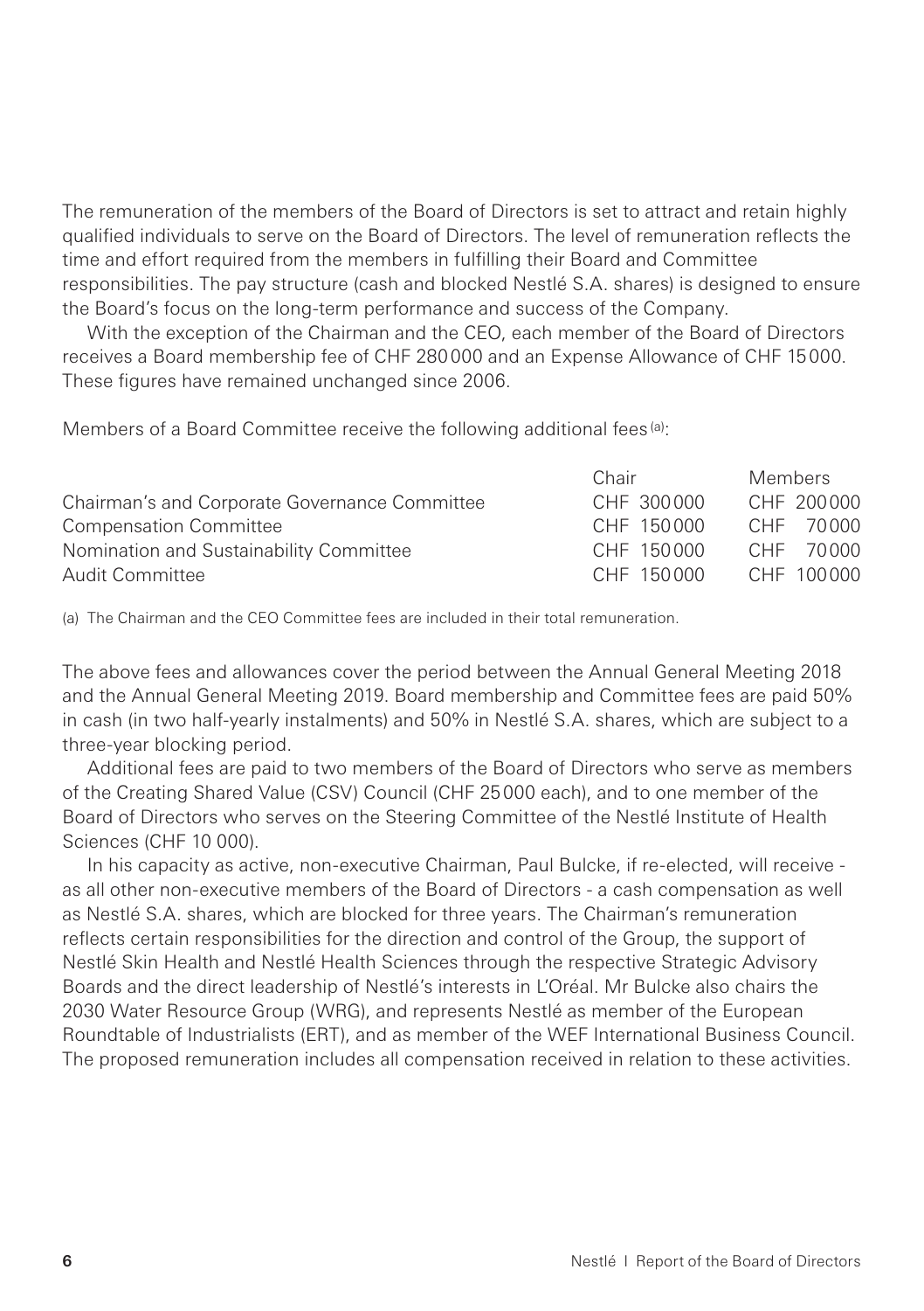The remuneration of the members of the Board of Directors is set to attract and retain highly qualified individuals to serve on the Board of Directors. The level of remuneration reflects the time and effort required from the members in fulfilling their Board and Committee responsibilities. The pay structure (cash and blocked Nestlé S.A. shares) is designed to ensure the Board's focus on the long-term performance and success of the Company.

With the exception of the Chairman and the CEO, each member of the Board of Directors receives a Board membership fee of CHF 280 000 and an Expense Allowance of CHF 15 000. These figures have remained unchanged since 2006.

Members of a Board Committee receive the following additional fees[(a)]:

| | Chair | Members |
|---|---|---|
| Chairman's and Corporate Governance Committee | CHF 300 000 | CHF 200 000 |
| Compensation Committee | CHF 150 000 | CHF 70 000 |
| Nomination and Sustainability Committee | CHF 150 000 | CHF 70 000 |
| Audit Committee | CHF 150 000 | CHF 100 000 |

(a) The Chairman and the CEO Committee fees are included in their total remuneration.

The above fees and allowances cover the period between the Annual General Meeting 2018 and the Annual General Meeting 2019. Board membership and Committee fees are paid 50% in cash (in two half-yearly instalments) and 50% in Nestlé S.A. shares, which are subject to a three-year blocking period.

Additional fees are paid to two members of the Board of Directors who serve as members of the Creating Shared Value (CSV) Council (CHF 25 000 each), and to one member of the Board of Directors who serves on the Steering Committee of the Nestlé Institute of Health Sciences (CHF 10 000).

In his capacity as active, non-executive Chairman, Paul Bulcke, if re-elected, will receive - as all other non-executive members of the Board of Directors - a cash compensation as well as Nestlé S.A. shares, which are blocked for three years. The Chairman's remuneration reflects certain responsibilities for the direction and control of the Group, the support of Nestlé Skin Health and Nestlé Health Sciences through the respective Strategic Advisory Boards and the direct leadership of Nestlé's interests in L'Oréal. Mr Bulcke also chairs the 2030 Water Resource Group (WRG), and represents Nestlé as member of the European Roundtable of Industrialists (ERT), and as member of the WEF International Business Council. The proposed remuneration includes all compensation received in relation to these activities.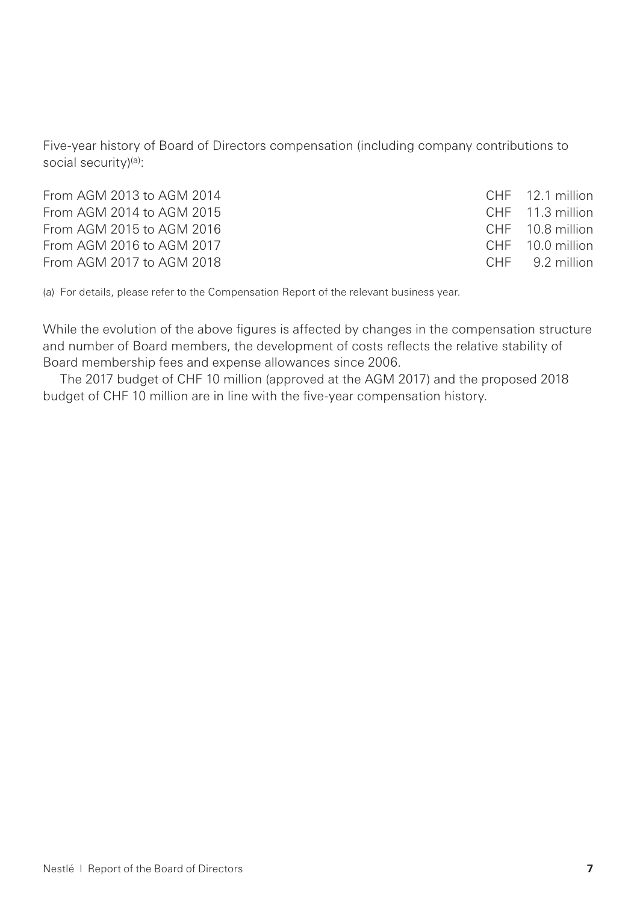Five-year history of Board of Directors compensation (including company contributions to social security)[(a)]:

| | |
|---|---|
| From AGM 2013 to AGM 2014 | CHF 12.1 million |
| From AGM 2014 to AGM 2015 | CHF 11.3 million |
| From AGM 2015 to AGM 2016 | CHF 10.8 million |
| From AGM 2016 to AGM 2017 | CHF 10.0 million |
| From AGM 2017 to AGM 2018 | CHF 9.2 million |

(a) For details, please refer to the Compensation Report of the relevant business year.

While the evolution of the above figures is affected by changes in the compensation structure and number of Board members, the development of costs reflects the relative stability of Board membership fees and expense allowances since 2006.

The 2017 budget of CHF 10 million (approved at the AGM 2017) and the proposed 2018 budget of CHF 10 million are in line with the five-year compensation history.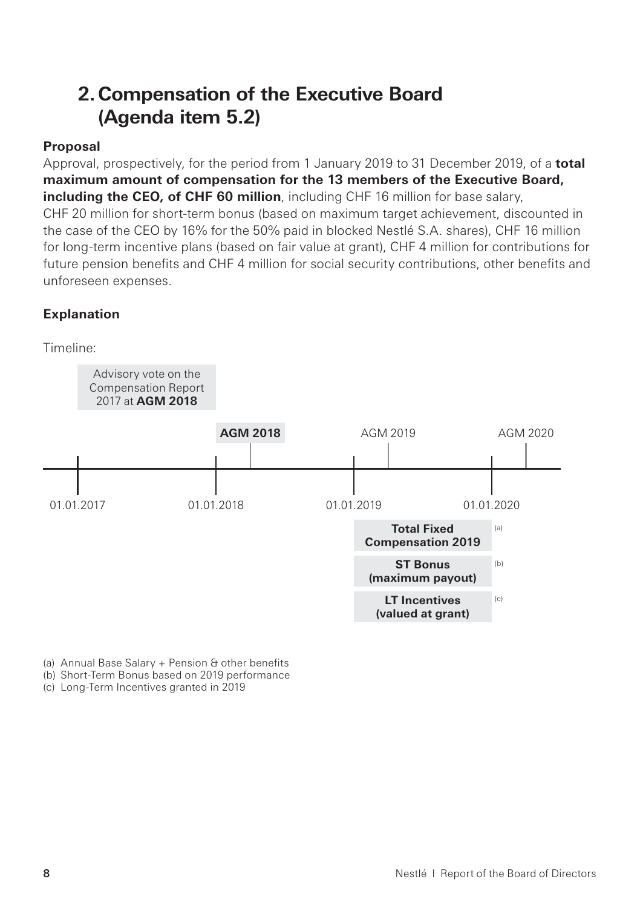## 2. Compensation of the Executive Board (Agenda item 5.2)

**Proposal**

Approval, prospectively, for the period from 1 January 2019 to 31 December 2019, of a **total maximum amount of compensation for the 13 members of the Executive Board, including the CEO, of CHF 60 million**, including CHF 16 million for base salary, CHF 20 million for short-term bonus (based on maximum target achievement, discounted in the case of the CEO by 16% for the 50% paid in blocked Nestlé S.A. shares), CHF 16 million for long-term incentive plans (based on fair value at grant), CHF 4 million for contributions for future pension benefits and CHF 4 million for social security contributions, other benefits and unforeseen expenses.

**Explanation**

Timeline:

Advisory vote on the Compensation Report 2017 at **AGM 2018**

**AGM 2018** | AGM 2019 | AGM 2020

01.01.2017 | 01.01.2018 | 01.01.2019 | 01.01.2020

**Total Fixed Compensation 2019** [(a)]

**ST Bonus (maximum payout)** [(b)]

**LT Incentives (valued at grant)** [(c)]

(a) Annual Base Salary + Pension & other benefits
(b) Short-Term Bonus based on 2019 performance
(c) Long-Term Incentives granted in 2019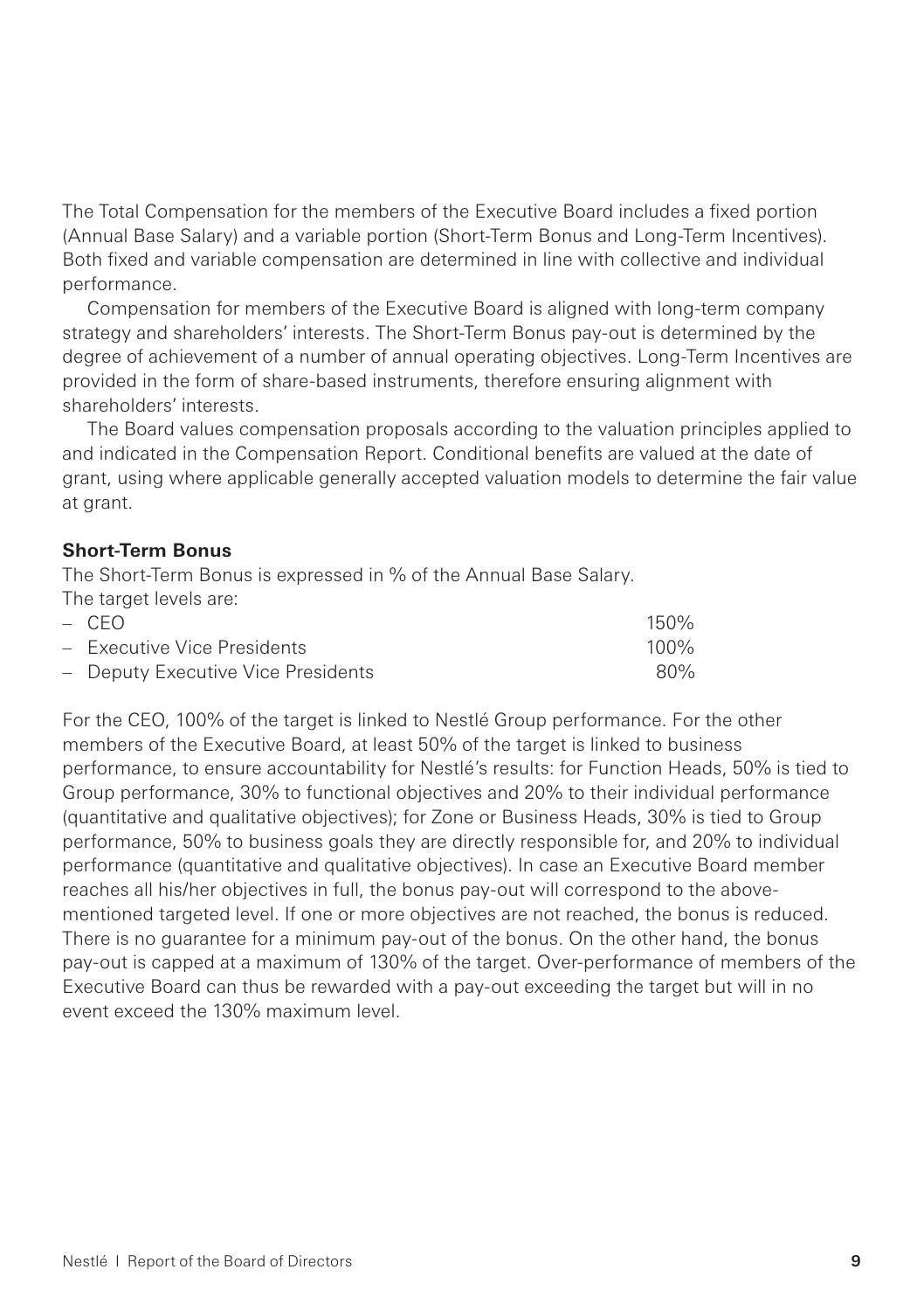The Total Compensation for the members of the Executive Board includes a fixed portion (Annual Base Salary) and a variable portion (Short-Term Bonus and Long-Term Incentives). Both fixed and variable compensation are determined in line with collective and individual performance.

Compensation for members of the Executive Board is aligned with long-term company strategy and shareholders' interests. The Short-Term Bonus pay-out is determined by the degree of achievement of a number of annual operating objectives. Long-Term Incentives are provided in the form of share-based instruments, therefore ensuring alignment with shareholders' interests.

The Board values compensation proposals according to the valuation principles applied to and indicated in the Compensation Report. Conditional benefits are valued at the date of grant, using where applicable generally accepted valuation models to determine the fair value at grant.

**Short-Term Bonus**

The Short-Term Bonus is expressed in % of the Annual Base Salary.
The target levels are:

| | |
|---|---|
| – CEO | 150% |
| – Executive Vice Presidents | 100% |
| – Deputy Executive Vice Presidents | 80% |

For the CEO, 100% of the target is linked to Nestlé Group performance. For the other members of the Executive Board, at least 50% of the target is linked to business performance, to ensure accountability for Nestlé's results: for Function Heads, 50% is tied to Group performance, 30% to functional objectives and 20% to their individual performance (quantitative and qualitative objectives); for Zone or Business Heads, 30% is tied to Group performance, 50% to business goals they are directly responsible for, and 20% to individual performance (quantitative and qualitative objectives). In case an Executive Board member reaches all his/her objectives in full, the bonus pay-out will correspond to the above-mentioned targeted level. If one or more objectives are not reached, the bonus is reduced. There is no guarantee for a minimum pay-out of the bonus. On the other hand, the bonus pay-out is capped at a maximum of 130% of the target. Over-performance of members of the Executive Board can thus be rewarded with a pay-out exceeding the target but will in no event exceed the 130% maximum level.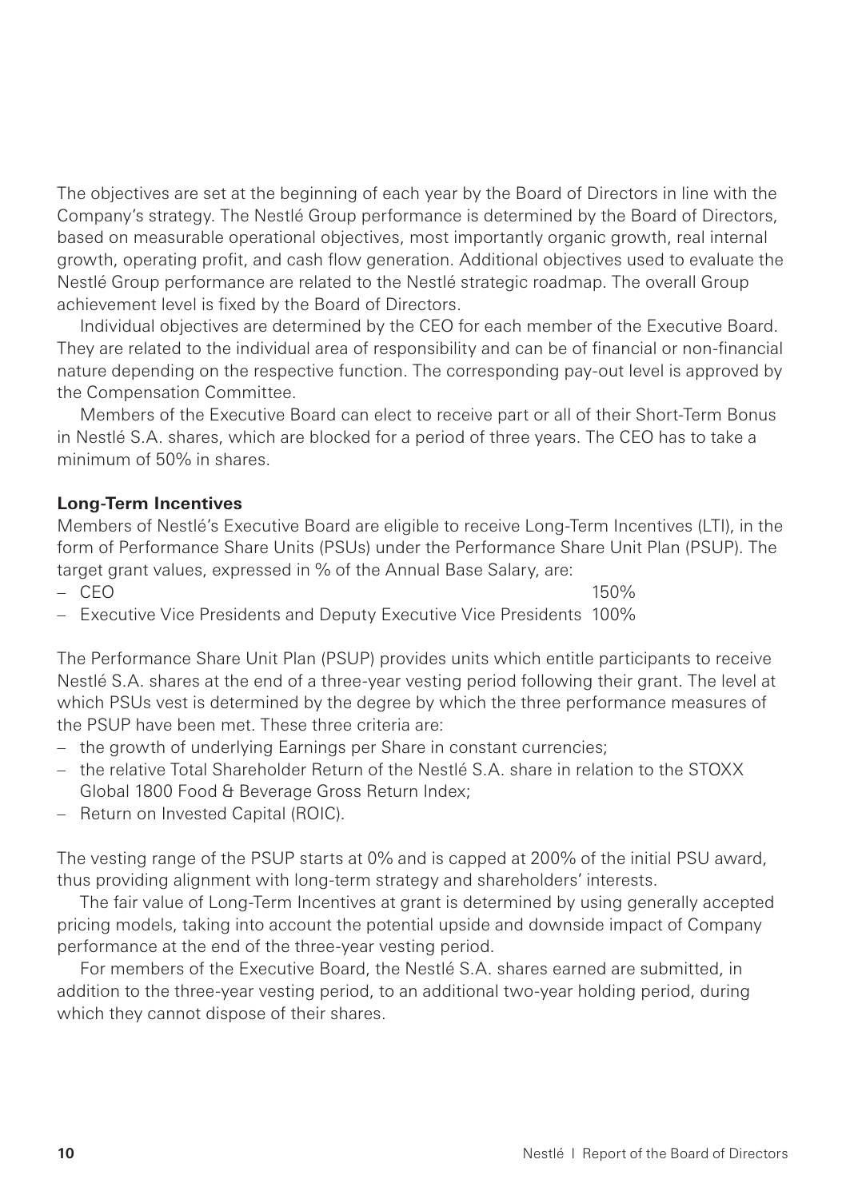The objectives are set at the beginning of each year by the Board of Directors in line with the Company's strategy. The Nestlé Group performance is determined by the Board of Directors, based on measurable operational objectives, most importantly organic growth, real internal growth, operating profit, and cash flow generation. Additional objectives used to evaluate the Nestlé Group performance are related to the Nestlé strategic roadmap. The overall Group achievement level is fixed by the Board of Directors.

Individual objectives are determined by the CEO for each member of the Executive Board. They are related to the individual area of responsibility and can be of financial or non-financial nature depending on the respective function. The corresponding pay-out level is approved by the Compensation Committee.

Members of the Executive Board can elect to receive part or all of their Short-Term Bonus in Nestlé S.A. shares, which are blocked for a period of three years. The CEO has to take a minimum of 50% in shares.

**Long-Term Incentives**

Members of Nestlé's Executive Board are eligible to receive Long-Term Incentives (LTI), in the form of Performance Share Units (PSUs) under the Performance Share Unit Plan (PSUP). The target grant values, expressed in % of the Annual Base Salary, are:

- CEO 150%
- Executive Vice Presidents and Deputy Executive Vice Presidents 100%

The Performance Share Unit Plan (PSUP) provides units which entitle participants to receive Nestlé S.A. shares at the end of a three-year vesting period following their grant. The level at which PSUs vest is determined by the degree by which the three performance measures of the PSUP have been met. These three criteria are:

- the growth of underlying Earnings per Share in constant currencies;
- the relative Total Shareholder Return of the Nestlé S.A. share in relation to the STOXX Global 1800 Food & Beverage Gross Return Index;
- Return on Invested Capital (ROIC).

The vesting range of the PSUP starts at 0% and is capped at 200% of the initial PSU award, thus providing alignment with long-term strategy and shareholders' interests.

The fair value of Long-Term Incentives at grant is determined by using generally accepted pricing models, taking into account the potential upside and downside impact of Company performance at the end of the three-year vesting period.

For members of the Executive Board, the Nestlé S.A. shares earned are submitted, in addition to the three-year vesting period, to an additional two-year holding period, during which they cannot dispose of their shares.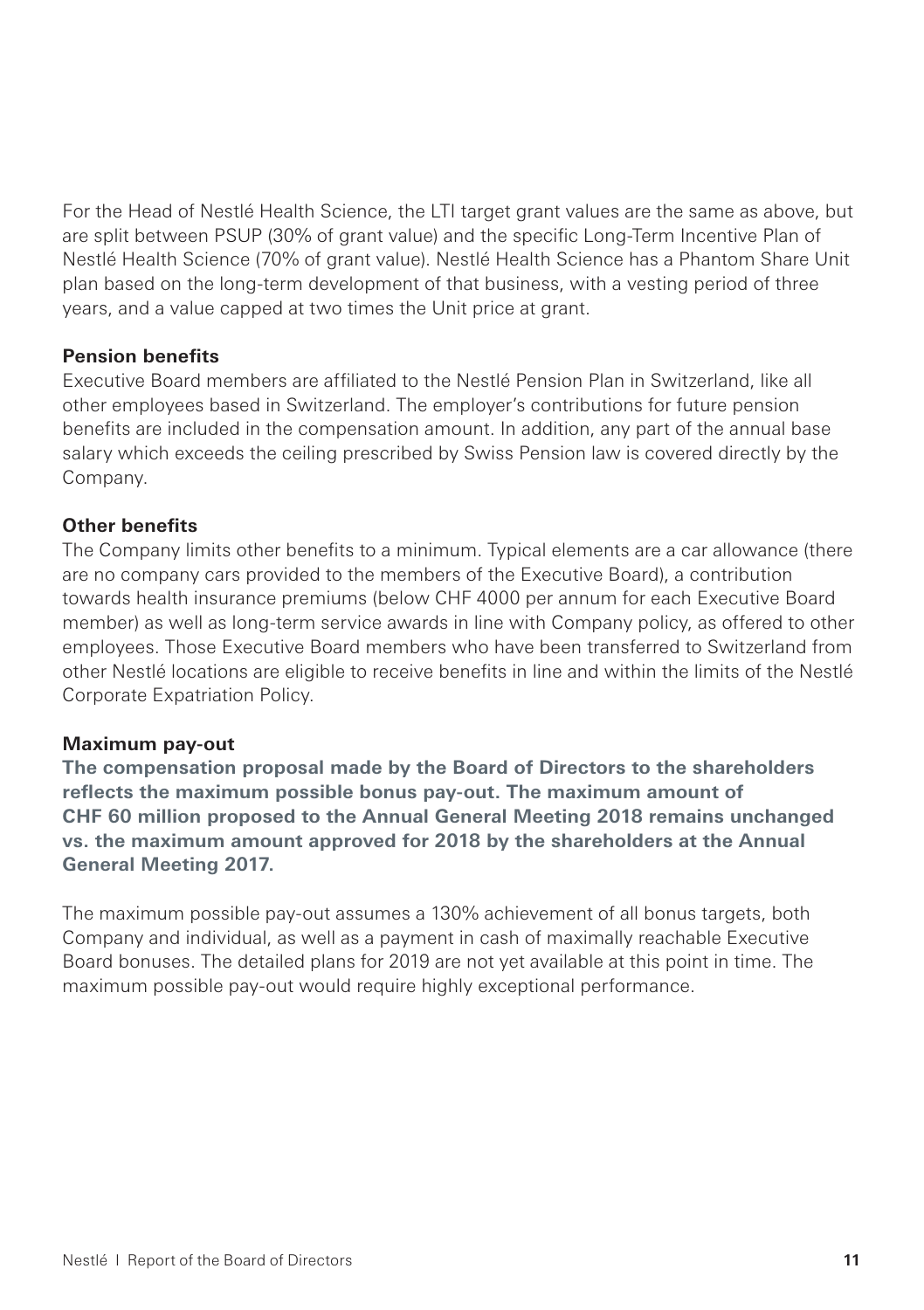For the Head of Nestlé Health Science, the LTI target grant values are the same as above, but are split between PSUP (30% of grant value) and the specific Long-Term Incentive Plan of Nestlé Health Science (70% of grant value). Nestlé Health Science has a Phantom Share Unit plan based on the long-term development of that business, with a vesting period of three years, and a value capped at two times the Unit price at grant.

**Pension benefits**

Executive Board members are affiliated to the Nestlé Pension Plan in Switzerland, like all other employees based in Switzerland. The employer's contributions for future pension benefits are included in the compensation amount. In addition, any part of the annual base salary which exceeds the ceiling prescribed by Swiss Pension law is covered directly by the Company.

**Other benefits**

The Company limits other benefits to a minimum. Typical elements are a car allowance (there are no company cars provided to the members of the Executive Board), a contribution towards health insurance premiums (below CHF 4000 per annum for each Executive Board member) as well as long-term service awards in line with Company policy, as offered to other employees. Those Executive Board members who have been transferred to Switzerland from other Nestlé locations are eligible to receive benefits in line and within the limits of the Nestlé Corporate Expatriation Policy.

**Maximum pay-out**

**The compensation proposal made by the Board of Directors to the shareholders reflects the maximum possible bonus pay-out. The maximum amount of CHF 60 million proposed to the Annual General Meeting 2018 remains unchanged vs. the maximum amount approved for 2018 by the shareholders at the Annual General Meeting 2017.**

The maximum possible pay-out assumes a 130% achievement of all bonus targets, both Company and individual, as well as a payment in cash of maximally reachable Executive Board bonuses. The detailed plans for 2019 are not yet available at this point in time. The maximum possible pay-out would require highly exceptional performance.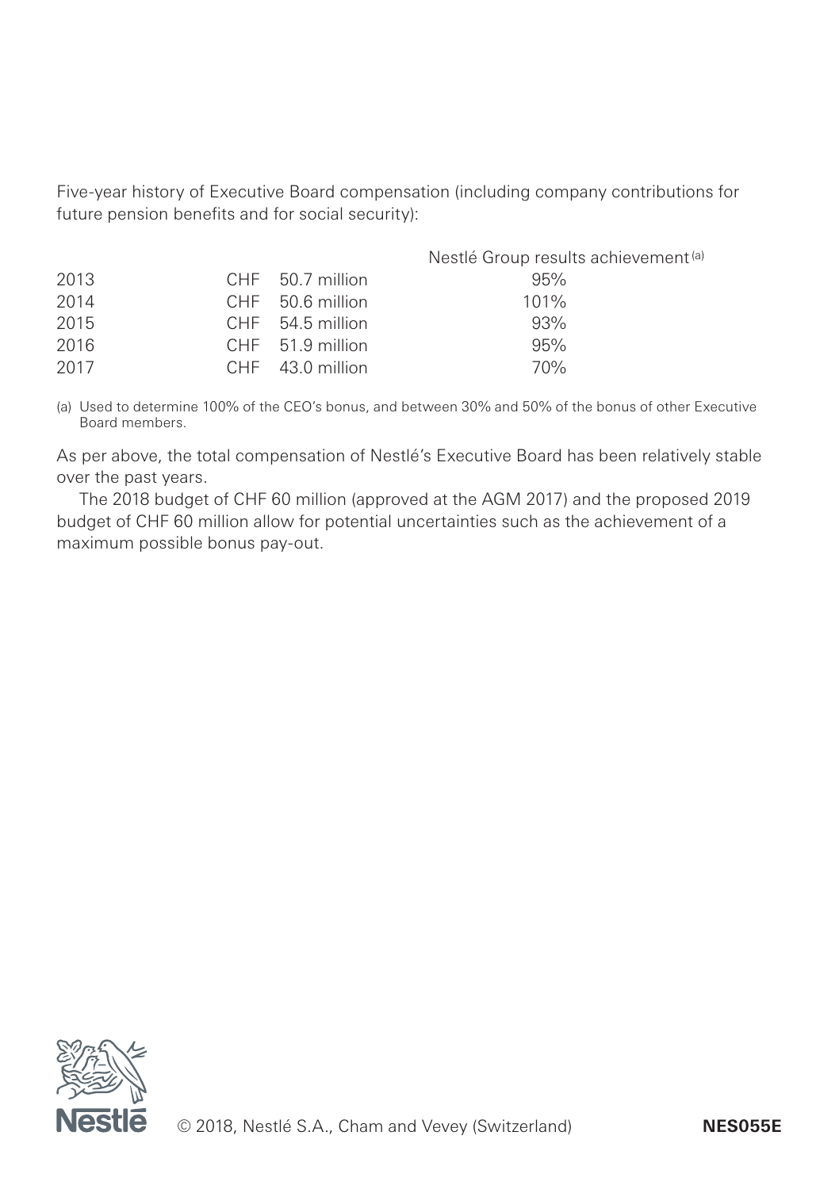Five-year history of Executive Board compensation (including company contributions for future pension benefits and for social security):

| | | Nestlé Group results achievement[(a)] |
|---|---|---|
| 2013 | CHF 50.7 million | 95% |
| 2014 | CHF 50.6 million | 101% |
| 2015 | CHF 54.5 million | 93% |
| 2016 | CHF 51.9 million | 95% |
| 2017 | CHF 43.0 million | 70% |

(a) Used to determine 100% of the CEO's bonus, and between 30% and 50% of the bonus of other Executive Board members.

As per above, the total compensation of Nestlé's Executive Board has been relatively stable over the past years.

The 2018 budget of CHF 60 million (approved at the AGM 2017) and the proposed 2019 budget of CHF 60 million allow for potential uncertainties such as the achievement of a maximum possible bonus pay-out.

© 2018, Nestlé S.A., Cham and Vevey (Switzerland) **NES055E**